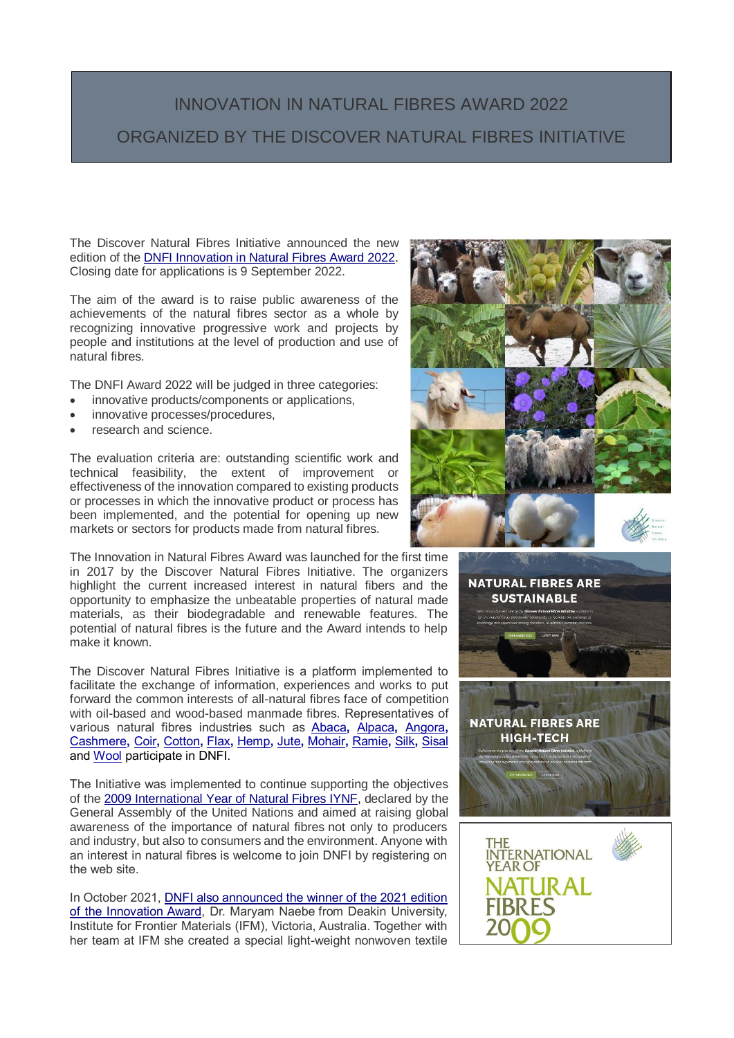# INNOVATION IN NATURAL FIBRES AWARD 2022

## ORGANIZED BY THE DISCOVER NATURAL FIBRES INITIATIVE

The Discover Natural Fibres Initiative announced the new edition of the DNFI Innovation in Natural Fibres Award 2022. Closing date for applications is 9 September 2022.

The aim of the award is to raise public awareness of the achievements of the natural fibres sector as a whole by recognizing innovative progressive work and projects by people and institutions at the level of production and use of natural fibres.

The DNFI Award 2022 will be judged in three categories:

- innovative products/components or applications,
- innovative processes/procedures,
- research and science.

The evaluation criteria are: outstanding scientific work and technical feasibility, the extent of improvement or effectiveness of the innovation compared to existing products or processes in which the innovative product or process has been implemented, and the potential for opening up new markets or sectors for products made from natural fibres.

The Innovation in Natural Fibres Award was launched for the first time in 2017 by the Discover Natural Fibres Initiative. The organizers highlight the current increased interest in natural fibers and the opportunity to emphasize the unbeatable properties of natural made materials, as their biodegradable and renewable features. The potential of natural fibres is the future and the Award intends to help make it known.

The Discover Natural Fibres Initiative is a platform implemented to facilitate the exchange of information, experiences and works to put forward the common interests of all-natural fibres face of competition with oil-based and wood-based manmade fibres. Representatives of various natural fibres industries such as Abaca, Alpaca, Angora, Cashmere, Coir, Cotton, Flax, Hemp, Jute, Mohair, Ramie, Silk, Sisal and Wool participate in DNFI.

The Initiative was implemented to continue supporting the objectives of the 2009 International Year of Natural Fibres IYNF, declared by the General Assembly of the United Nations and aimed at raising global awareness of the importance of natural fibres not only to producers and industry, but also to consumers and the environment. Anyone with an interest in natural fibres is welcome to join DNFI by registering on the web site.

In October 2021, DNFI also announced the winner of the 2021 edition of the Innovation Award, Dr. Maryam Naebe from Deakin University, Institute for Frontier Materials (IFM), Victoria, Australia. Together with her team at IFM she created a special light-weight nonwoven textile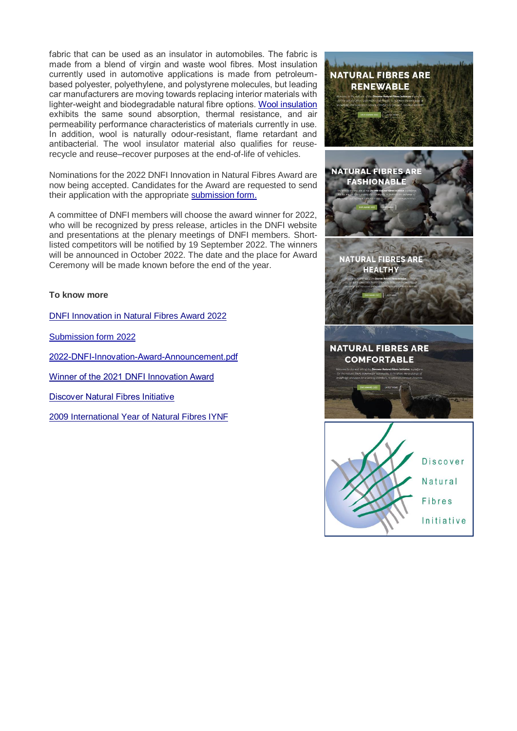fabric that can be used as an insulator in automobiles. The fabric is made from a blend of virgin and waste wool fibres. Most insulation currently used in automotive applications is made from petroleum-based polyester, polyethylene, and polystyrene molecules, but leading car manufacturers are moving towards replacing interior materials with lighter-weight and biodegradable natural fibre options. Wool insulation exhibits the same sound absorption, thermal resistance, and air permeability performance characteristics of materials currently in use. In addition, wool is naturally odour-resistant, flame retardant and antibacterial. The wool insulator material also qualifies for reuse-recycle and reuse–recover purposes at the end-of-life of vehicles.

Nominations for the 2022 DNFI Innovation in Natural Fibres Award are now being accepted. Candidates for the Award are requested to send their application with the appropriate submission form.

A committee of DNFI members will choose the award winner for 2022, who will be recognized by press release, articles in the DNFI website and presentations at the plenary meetings of DNFI members. Short-listed competitors will be notified by 19 September 2022. The winners will be announced in October 2022. The date and the place for Award Ceremony will be made known before the end of the year.

**To know more**

DNFI Innovation in Natural Fibres Award 2022

Submission form 2022

2022-DNFI-Innovation-Award-Announcement.pdf

Winner of the 2021 DNFI Innovation Award

Discover Natural Fibres Initiative

2009 International Year of Natural Fibres IYNF

NATURAL FIBRES ARE RENEWABLE

NATURAL FIBRES ARE FASHIONABLE

NATURAL FIBRES ARE HEALTHY

NATURAL FIBRES ARE COMFORTABLE

Discover Natural Fibres Initiative